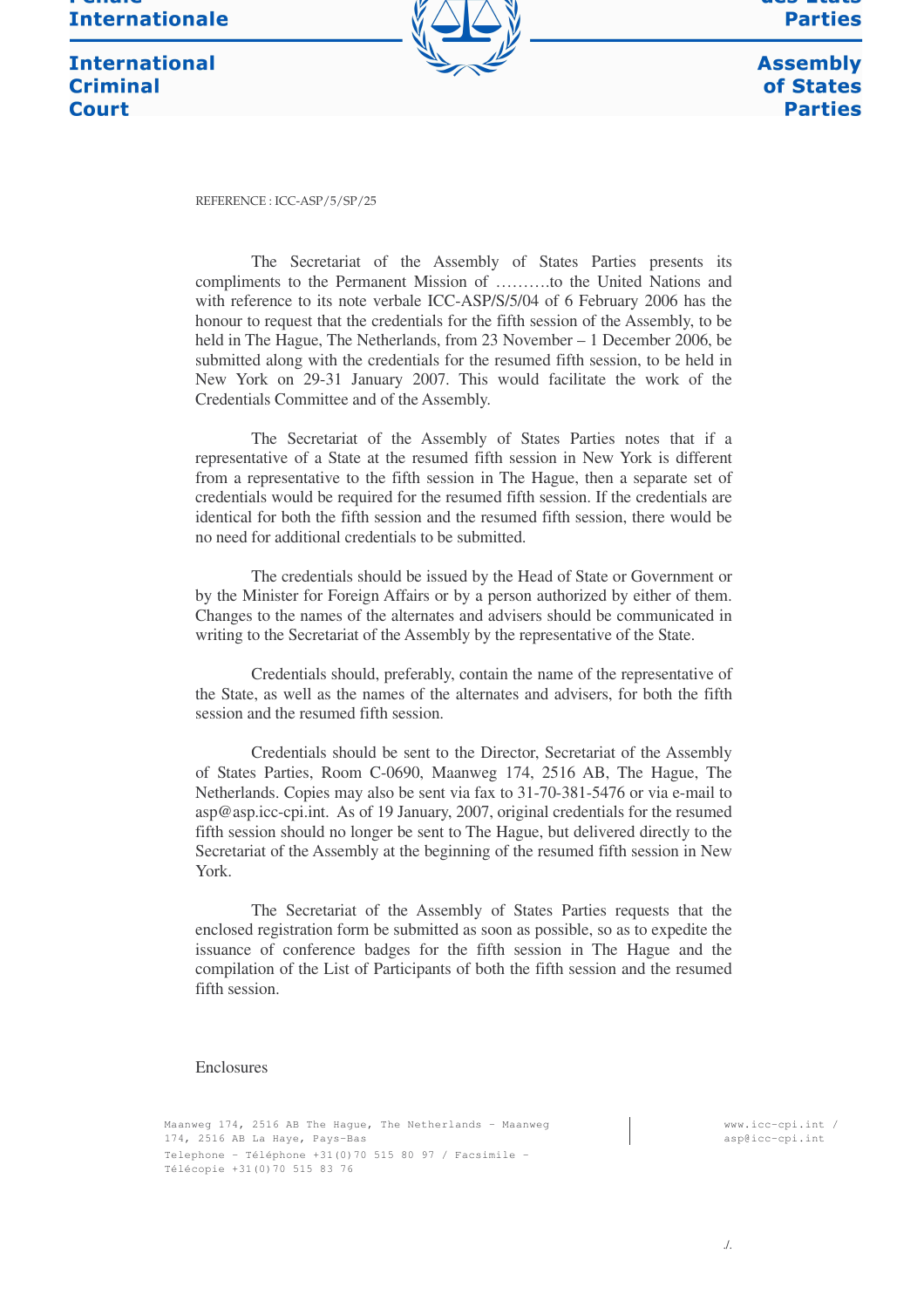International Criminal Court

Assembly of States Parties

REFERENCE : ICC-ASP/5/SP/25

The Secretariat of the Assembly of States Parties presents its compliments to the Permanent Mission of ……….to the United Nations and with reference to its note verbale ICC-ASP/S/5/04 of 6 February 2006 has the honour to request that the credentials for the fifth session of the Assembly, to be held in The Hague, The Netherlands, from 23 November – 1 December 2006, be submitted along with the credentials for the resumed fifth session, to be held in New York on 29-31 January 2007. This would facilitate the work of the Credentials Committee and of the Assembly.

The Secretariat of the Assembly of States Parties notes that if a representative of a State at the resumed fifth session in New York is different from a representative to the fifth session in The Hague, then a separate set of credentials would be required for the resumed fifth session. If the credentials are identical for both the fifth session and the resumed fifth session, there would be no need for additional credentials to be submitted.

The credentials should be issued by the Head of State or Government or by the Minister for Foreign Affairs or by a person authorized by either of them. Changes to the names of the alternates and advisers should be communicated in writing to the Secretariat of the Assembly by the representative of the State.

Credentials should, preferably, contain the name of the representative of the State, as well as the names of the alternates and advisers, for both the fifth session and the resumed fifth session.

Credentials should be sent to the Director, Secretariat of the Assembly of States Parties, Room C-0690, Maanweg 174, 2516 AB, The Hague, The Netherlands. Copies may also be sent via fax to 31-70-381-5476 or via e-mail to asp@asp.icc-cpi.int. As of 19 January, 2007, original credentials for the resumed fifth session should no longer be sent to The Hague, but delivered directly to the Secretariat of the Assembly at the beginning of the resumed fifth session in New York.

The Secretariat of the Assembly of States Parties requests that the enclosed registration form be submitted as soon as possible, so as to expedite the issuance of conference badges for the fifth session in The Hague and the compilation of the List of Participants of both the fifth session and the resumed fifth session.

Enclosures

Maanweg 174, 2516 AB The Hague, The Netherlands - Maanweg 174, 2516 AB La Haye, Pays-Bas
Telephone - Téléphone +31(0)70 515 80 97 / Facsimile - Télécopie +31(0)70 515 83 76

www.icc-cpi.int / asp@icc-cpi.int

./.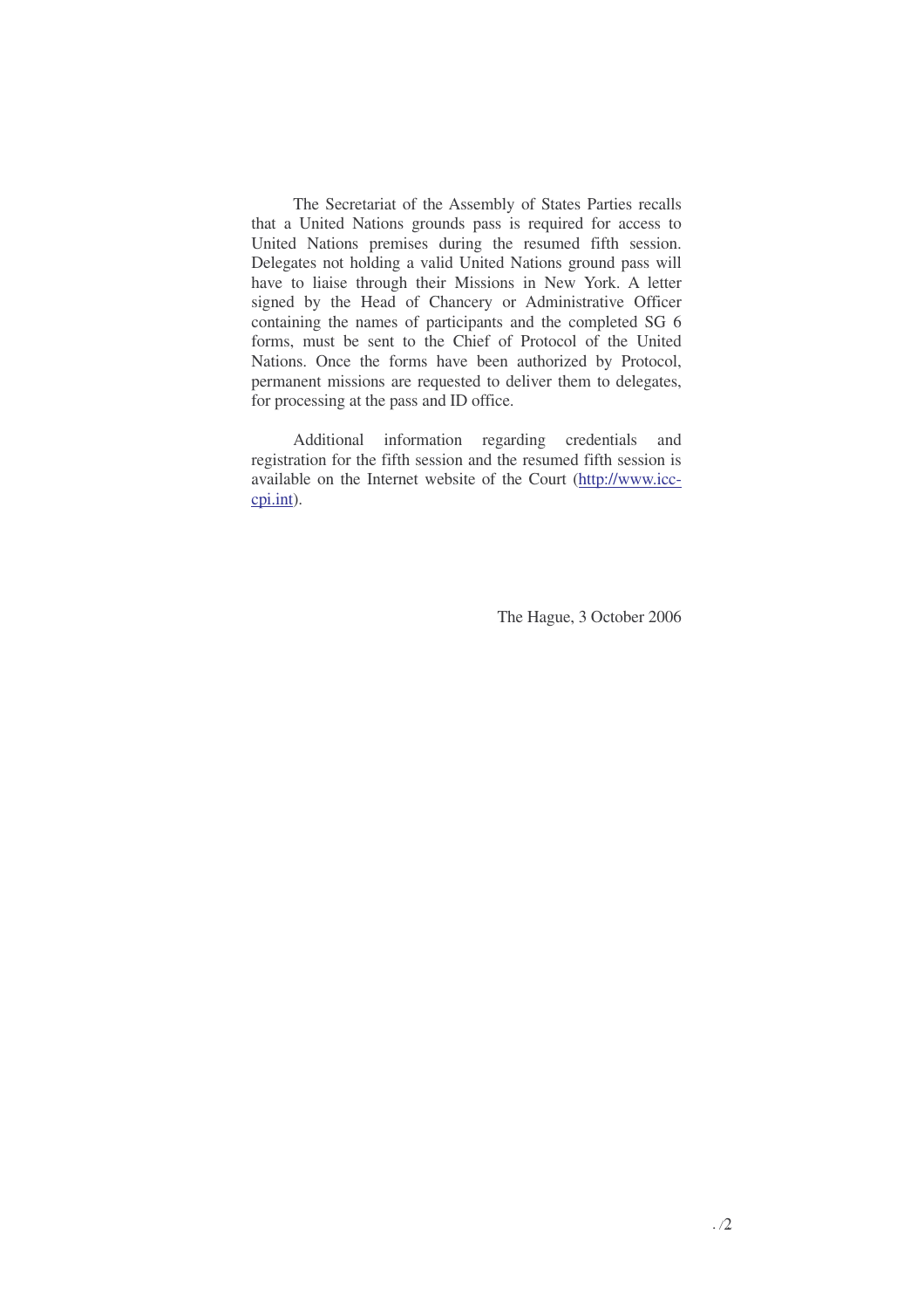The Secretariat of the Assembly of States Parties recalls that a United Nations grounds pass is required for access to United Nations premises during the resumed fifth session. Delegates not holding a valid United Nations ground pass will have to liaise through their Missions in New York. A letter signed by the Head of Chancery or Administrative Officer containing the names of participants and the completed SG 6 forms, must be sent to the Chief of Protocol of the United Nations. Once the forms have been authorized by Protocol, permanent missions are requested to deliver them to delegates, for processing at the pass and ID office.

Additional information regarding credentials and registration for the fifth session and the resumed fifth session is available on the Internet website of the Court (http://www.icc-cpi.int).

The Hague, 3 October 2006